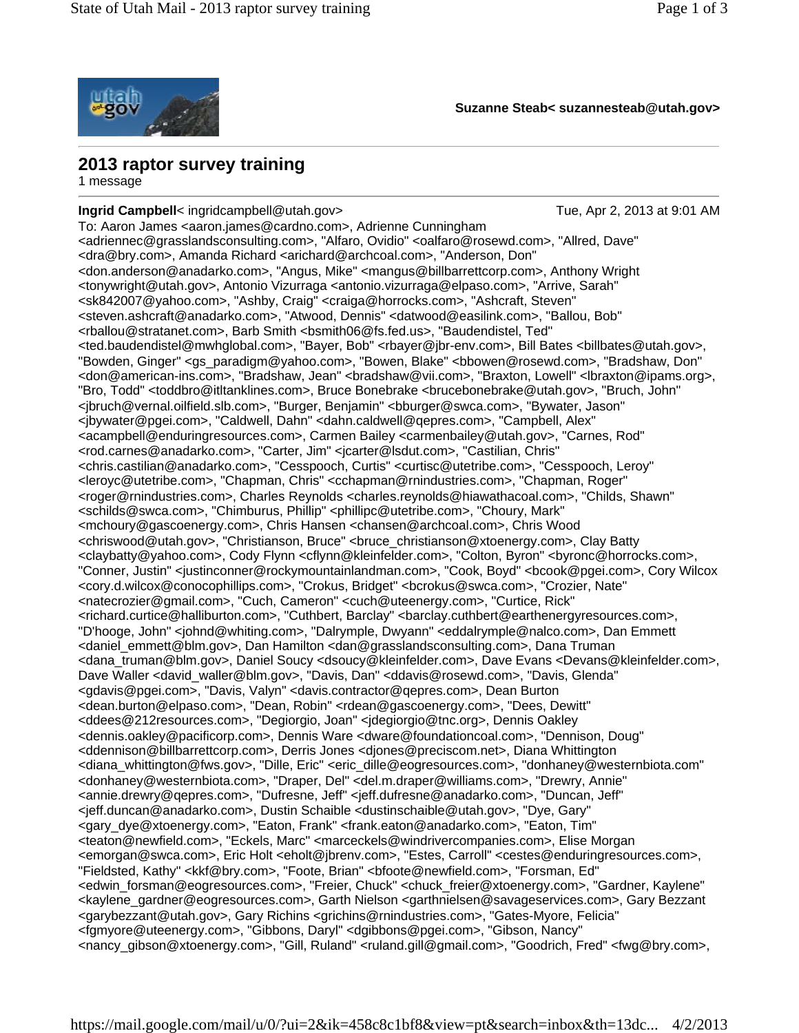**Suzanne Steab< suzannesteab@utah.gov>**

## 2013 raptor survey training

1 message

**Ingrid Campbell**< ingridcampbell@utah.gov> Tue, Apr 2, 2013 at 9:01 AM

To: Aaron James <aaron.james@cardno.com>, Adrienne Cunningham <adriennec@grasslandsconsulting.com>, "Alfaro, Ovidio" <oalfaro@rosewd.com>, "Allred, Dave" <dra@bry.com>, Amanda Richard <arichard@archcoal.com>, "Anderson, Don" <don.anderson@anadarko.com>, "Angus, Mike" <mangus@billbarrettcorp.com>, Anthony Wright <tonywright@utah.gov>, Antonio Vizurraga <antonio.vizurraga@elpaso.com>, "Arrive, Sarah" <sk842007@yahoo.com>, "Ashby, Craig" <craiga@horrocks.com>, "Ashcraft, Steven" <steven.ashcraft@anadarko.com>, "Atwood, Dennis" <datwood@easilink.com>, "Ballou, Bob" <rballou@stratanet.com>, Barb Smith <bsmith06@fs.fed.us>, "Baudendistel, Ted" <ted.baudendistel@mwhglobal.com>, "Bayer, Bob" <rbayer@jbr-env.com>, Bill Bates <billbates@utah.gov>, "Bowden, Ginger" <gs_paradigm@yahoo.com>, "Bowen, Blake" <bbowen@rosewd.com>, "Bradshaw, Don" <don@american-ins.com>, "Bradshaw, Jean" <bradshaw@vii.com>, "Braxton, Lowell" <lbraxton@ipams.org>, "Bro, Todd" <toddbro@itltanklines.com>, Bruce Bonebrake <brucebonebrake@utah.gov>, "Bruch, John" <jbruch@vernal.oilfield.slb.com>, "Burger, Benjamin" <bburger@swca.com>, "Bywater, Jason" <jbywater@pgei.com>, "Caldwell, Dahn" <dahn.caldwell@qepres.com>, "Campbell, Alex" <acampbell@enduringresources.com>, Carmen Bailey <carmenbailey@utah.gov>, "Carnes, Rod" <rod.carnes@anadarko.com>, "Carter, Jim" <jcarter@lsdut.com>, "Castilian, Chris" <chris.castilian@anadarko.com>, "Cesspooch, Curtis" <curtisc@utetribe.com>, "Cesspooch, Leroy" <leroyc@utetribe.com>, "Chapman, Chris" <cchapman@rnindustries.com>, "Chapman, Roger" <roger@rnindustries.com>, Charles Reynolds <charles.reynolds@hiawathacoal.com>, "Childs, Shawn" <schilds@swca.com>, "Chimburus, Phillip" <phillipc@utetribe.com>, "Choury, Mark" <mchoury@gascoenergy.com>, Chris Hansen <chansen@archcoal.com>, Chris Wood <chriswood@utah.gov>, "Christianson, Bruce" <bruce_christianson@xtoenergy.com>, Clay Batty <claybatty@yahoo.com>, Cody Flynn <cflynn@kleinfelder.com>, "Colton, Byron" <byronc@horrocks.com>, "Conner, Justin" <justinconner@rockymountainlandman.com>, "Cook, Boyd" <bcook@pgei.com>, Cory Wilcox <cory.d.wilcox@conocophillips.com>, "Crokus, Bridget" <bcrokus@swca.com>, "Crozier, Nate" <natecrozier@gmail.com>, "Cuch, Cameron" <cuch@uteenergy.com>, "Curtice, Rick" <richard.curtice@halliburton.com>, "Cuthbert, Barclay" <barclay.cuthbert@earthenergyresources.com>, "D'hooge, John" <johnd@whiting.com>, "Dalrymple, Dwyann" <eddalrymple@nalco.com>, Dan Emmett <daniel_emmett@blm.gov>, Dan Hamilton <dan@grasslandsconsulting.com>, Dana Truman <dana_truman@blm.gov>, Daniel Soucy <dsoucy@kleinfelder.com>, Dave Evans <Devans@kleinfelder.com>, Dave Waller <david_waller@blm.gov>, "Davis, Dan" <ddavis@rosewd.com>, "Davis, Glenda" <gdavis@pgei.com>, "Davis, Valyn" <davis.contractor@qepres.com>, Dean Burton <dean.burton@elpaso.com>, "Dean, Robin" <rdean@gascoenergy.com>, "Dees, Dewitt" <ddees@212resources.com>, "Degiorgio, Joan" <jdegiorgio@tnc.org>, Dennis Oakley <dennis.oakley@pacificorp.com>, Dennis Ware <dware@foundationcoal.com>, "Dennison, Doug" <ddennison@billbarrettcorp.com>, Derris Jones <djones@preciscom.net>, Diana Whittington <diana_whittington@fws.gov>, "Dille, Eric" <eric_dille@eogresources.com>, "donhaney@westernbiota.com" <donhaney@westernbiota.com>, "Draper, Del" <del.m.draper@williams.com>, "Drewry, Annie" <annie.drewry@qepres.com>, "Dufresne, Jeff" <jeff.dufresne@anadarko.com>, "Duncan, Jeff" <jeff.duncan@anadarko.com>, Dustin Schaible <dustinschaible@utah.gov>, "Dye, Gary" <gary_dye@xtoenergy.com>, "Eaton, Frank" <frank.eaton@anadarko.com>, "Eaton, Tim" <teaton@newfield.com>, "Eckels, Marc" <marceckels@windrivercompanies.com>, Elise Morgan <emorgan@swca.com>, Eric Holt <eholt@jbrenv.com>, "Estes, Carroll" <cestes@enduringresources.com>, "Fieldsted, Kathy" <kkf@bry.com>, "Foote, Brian" <bfoote@newfield.com>, "Forsman, Ed" <edwin_forsman@eogresources.com>, "Freier, Chuck" <chuck_freier@xtoenergy.com>, "Gardner, Kaylene" <kaylene_gardner@eogresources.com>, Garth Nielson <garthnielsen@savageservices.com>, Gary Bezzant <garybezzant@utah.gov>, Gary Richins <grichins@rnindustries.com>, "Gates-Myore, Felicia" <fgmyore@uteenergy.com>, "Gibbons, Daryl" <dgibbons@pgei.com>, "Gibson, Nancy" <nancy_gibson@xtoenergy.com>, "Gill, Ruland" <ruland.gill@gmail.com>, "Goodrich, Fred" <fwg@bry.com>,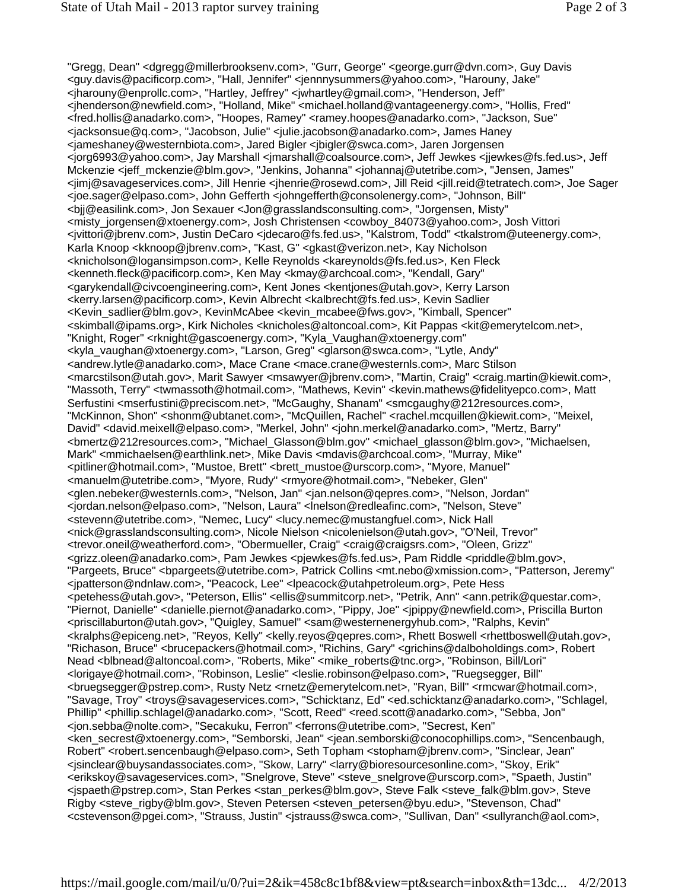"Gregg, Dean" <dgregg@millerbrooksenv.com>, "Gurr, George" <george.gurr@dvn.com>, Guy Davis <guy.davis@pacificorp.com>, "Hall, Jennifer" <jennnysummers@yahoo.com>, "Harouny, Jake" <jharouny@enprollc.com>, "Hartley, Jeffrey" <jwhartley@gmail.com>, "Henderson, Jeff" <jhenderson@newfield.com>, "Holland, Mike" <michael.holland@vantageenergy.com>, "Hollis, Fred" <fred.hollis@anadarko.com>, "Hoopes, Ramey" <ramey.hoopes@anadarko.com>, "Jackson, Sue" <jacksonsue@q.com>, "Jacobson, Julie" <julie.jacobson@anadarko.com>, James Haney <jameshaney@westernbiota.com>, Jared Bigler <jbigler@swca.com>, Jaren Jorgensen <jorg6993@yahoo.com>, Jay Marshall <jmarshall@coalsource.com>, Jeff Jewkes <jjewkes@fs.fed.us>, Jeff Mckenzie <jeff_mckenzie@blm.gov>, "Jenkins, Johanna" <johannaj@utetribe.com>, "Jensen, James" <jimj@savageservices.com>, Jill Henrie <jhenrie@rosewd.com>, Jill Reid <jill.reid@tetratech.com>, Joe Sager <joe.sager@elpaso.com>, John Gefferth <johngefferth@consolenergy.com>, "Johnson, Bill" <bjj@easilink.com>, Jon Sexauer <Jon@grasslandsconsulting.com>, "Jorgensen, Misty" <misty_jorgensen@xtoenergy.com>, Josh Christensen <cowboy_84073@yahoo.com>, Josh Vittori <jvittori@jbrenv.com>, Justin DeCaro <jdecaro@fs.fed.us>, "Kalstrom, Todd" <tkalstrom@uteenergy.com>, Karla Knoop <kknoop@jbrenv.com>, "Kast, G" <gkast@verizon.net>, Kay Nicholson <knicholson@logansimpson.com>, Kelle Reynolds <kareynolds@fs.fed.us>, Ken Fleck <kenneth.fleck@pacificorp.com>, Ken May <kmay@archcoal.com>, "Kendall, Gary" <garykendall@civcoengineering.com>, Kent Jones <kentjones@utah.gov>, Kerry Larson <kerry.larsen@pacificorp.com>, Kevin Albrecht <kalbrecht@fs.fed.us>, Kevin Sadlier <Kevin_sadlier@blm.gov>, KevinMcAbee <kevin_mcabee@fws.gov>, "Kimball, Spencer" <skimball@ipams.org>, Kirk Nicholes <knicholes@altoncoal.com>, Kit Pappas <kit@emerytelcom.net>, "Knight, Roger" <rknight@gascoenergy.com>, "Kyla_Vaughan@xtoenergy.com" <kyla_vaughan@xtoenergy.com>, "Larson, Greg" <glarson@swca.com>, "Lytle, Andy" <andrew.lytle@anadarko.com>, Mace Crane <mace.crane@westernls.com>, Marc Stilson <marcstilson@utah.gov>, Marit Sawyer <msawyer@jbrenv.com>, "Martin, Craig" <craig.martin@kiewit.com>, "Massoth, Terry" <twmassoth@hotmail.com>, "Mathews, Kevin" <kevin.mathews@fidelityepco.com>, Matt Serfustini <mserfustini@preciscom.net>, "McGaughy, Shanam" <smcgaughy@212resources.com>, "McKinnon, Shon" <shonm@ubtanet.com>, "McQuillen, Rachel" <rachel.mcquillen@kiewit.com>, "Meixel, David" <david.meixell@elpaso.com>, "Merkel, John" <john.merkel@anadarko.com>, "Mertz, Barry" <bmertz@212resources.com>, "Michael_Glasson@blm.gov" <michael_glasson@blm.gov>, "Michaelsen, Mark" <mmichaelsen@earthlink.net>, Mike Davis <mdavis@archcoal.com>, "Murray, Mike" <pitliner@hotmail.com>, "Mustoe, Brett" <brett_mustoe@urscorp.com>, "Myore, Manuel" <manuelm@utetribe.com>, "Myore, Rudy" <rmyore@hotmail.com>, "Nebeker, Glen" <glen.nebeker@westernls.com>, "Nelson, Jan" <jan.nelson@qepres.com>, "Nelson, Jordan" <jordan.nelson@elpaso.com>, "Nelson, Laura" <lnelson@redleafinc.com>, "Nelson, Steve" <stevenn@utetribe.com>, "Nemec, Lucy" <lucy.nemec@mustangfuel.com>, Nick Hall <nick@grasslandsconsulting.com>, Nicole Nielson <nicolenielson@utah.gov>, "O'Neil, Trevor" <trevor.oneil@weatherford.com>, "Obermueller, Craig" <craig@craigsrs.com>, "Oleen, Grizz" <grizz.oleen@anadarko.com>, Pam Jewkes <pjewkes@fs.fed.us>, Pam Riddle <priddle@blm.gov>, "Pargeets, Bruce" <bpargeets@utetribe.com>, Patrick Collins <mt.nebo@xmission.com>, "Patterson, Jeremy" <jpatterson@ndnlaw.com>, "Peacock, Lee" <lpeacock@utahpetroleum.org>, Pete Hess <petehess@utah.gov>, "Peterson, Ellis" <ellis@summitcorp.net>, "Petrik, Ann" <ann.petrik@questar.com>, "Piernot, Danielle" <danielle.piernot@anadarko.com>, "Pippy, Joe" <jpippy@newfield.com>, Priscilla Burton <priscillaburton@utah.gov>, "Quigley, Samuel" <sam@westernenergyhub.com>, "Ralphs, Kevin" <kralphs@epiceng.net>, "Reyos, Kelly" <kelly.reyos@qepres.com>, Rhett Boswell <rhettboswell@utah.gov>, "Richason, Bruce" <brucepackers@hotmail.com>, "Richins, Gary" <grichins@dalboholdings.com>, Robert Nead <blbnead@altoncoal.com>, "Roberts, Mike" <mike_roberts@tnc.org>, "Robinson, Bill/Lori" <lorigaye@hotmail.com>, "Robinson, Leslie" <leslie.robinson@elpaso.com>, "Ruegsegger, Bill" <bruegsegger@pstrep.com>, Rusty Netz <rnetz@emerytelcom.net>, "Ryan, Bill" <rmcwar@hotmail.com>, "Savage, Troy" <troys@savageservices.com>, "Schicktanz, Ed" <ed.schicktanz@anadarko.com>, "Schlagel, Phillip" <phillip.schlagel@anadarko.com>, "Scott, Reed" <reed.scott@anadarko.com>, "Sebba, Jon" <jon.sebba@nolte.com>, "Secakuku, Ferron" <ferrons@utetribe.com>, "Secrest, Ken" <ken_secrest@xtoenergy.com>, "Semborski, Jean" <jean.semborski@conocophillips.com>, "Sencenbaugh, Robert" <robert.sencenbaugh@elpaso.com>, Seth Topham <stopham@jbrenv.com>, "Sinclear, Jean" <jsinclear@buysandassociates.com>, "Skow, Larry" <larry@bioresourcesonline.com>, "Skoy, Erik" <erikskoy@savageservices.com>, "Snelgrove, Steve" <steve_snelgrove@urscorp.com>, "Spaeth, Justin" <jspaeth@pstrep.com>, Stan Perkes <stan_perkes@blm.gov>, Steve Falk <steve_falk@blm.gov>, Steve Rigby <steve_rigby@blm.gov>, Steven Petersen <steven_petersen@byu.edu>, "Stevenson, Chad" <cstevenson@pgei.com>, "Strauss, Justin" <jstrauss@swca.com>, "Sullivan, Dan" <sullyranch@aol.com>,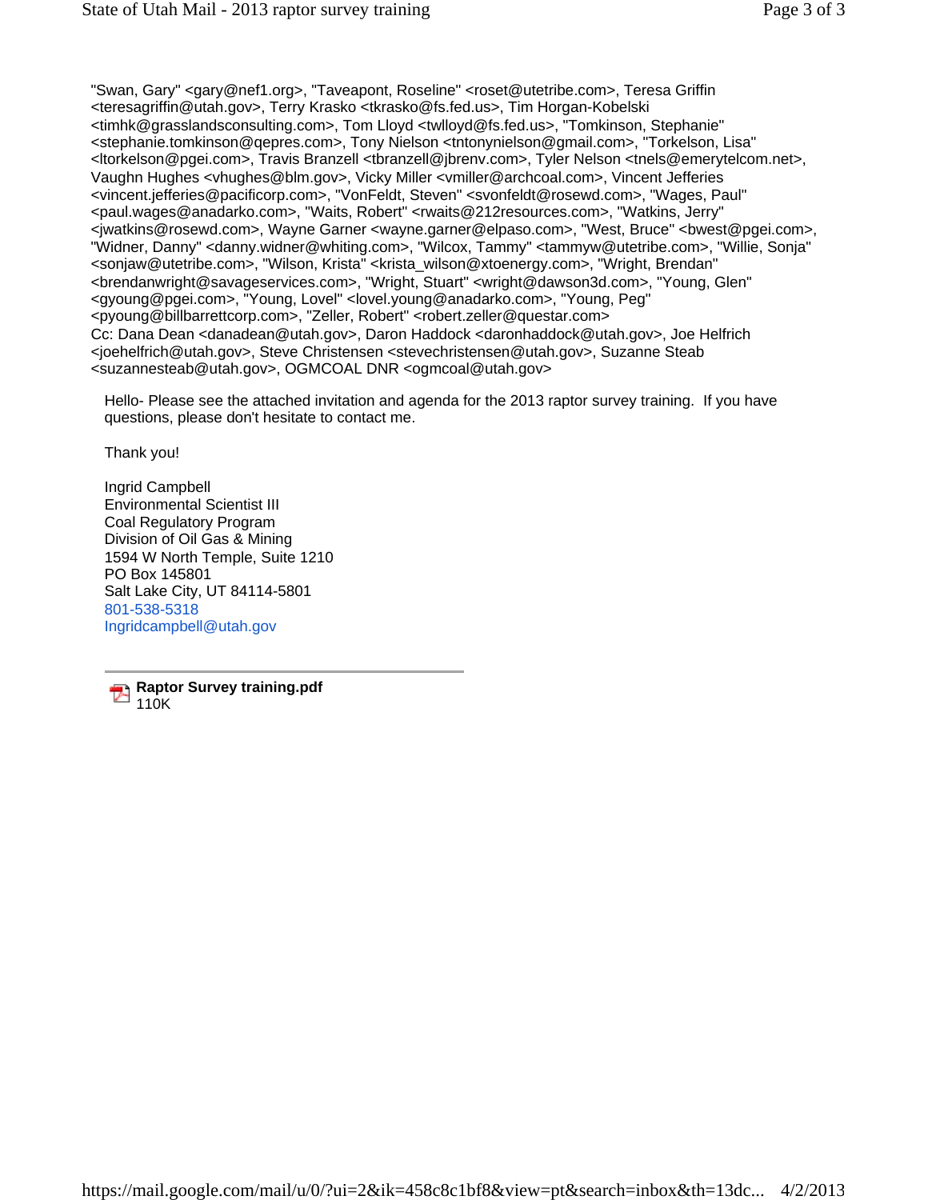"Swan, Gary" <gary@nef1.org>, "Taveapont, Roseline" <roset@utetribe.com>, Teresa Griffin <teresagriffin@utah.gov>, Terry Krasko <tkrasko@fs.fed.us>, Tim Horgan-Kobelski <timhk@grasslandsconsulting.com>, Tom Lloyd <twlloyd@fs.fed.us>, "Tomkinson, Stephanie" <stephanie.tomkinson@qepres.com>, Tony Nielson <tntonynielson@gmail.com>, "Torkelson, Lisa" <ltorkelson@pgei.com>, Travis Branzell <tbranzell@jbrenv.com>, Tyler Nelson <tnels@emerytelcom.net>, Vaughn Hughes <vhughes@blm.gov>, Vicky Miller <vmiller@archcoal.com>, Vincent Jefferies <vincent.jefferies@pacificorp.com>, "VonFeldt, Steven" <svonfeldt@rosewd.com>, "Wages, Paul" <paul.wages@anadarko.com>, "Waits, Robert" <rwaits@212resources.com>, "Watkins, Jerry" <jwatkins@rosewd.com>, Wayne Garner <wayne.garner@elpaso.com>, "West, Bruce" <bwest@pgei.com>, "Widner, Danny" <danny.widner@whiting.com>, "Wilcox, Tammy" <tammyw@utetribe.com>, "Willie, Sonja" <sonjaw@utetribe.com>, "Wilson, Krista" <krista_wilson@xtoenergy.com>, "Wright, Brendan" <brendanwright@savageservices.com>, "Wright, Stuart" <wright@dawson3d.com>, "Young, Glen" <gyoung@pgei.com>, "Young, Lovel" <lovel.young@anadarko.com>, "Young, Peg" <pyoung@billbarrettcorp.com>, "Zeller, Robert" <robert.zeller@questar.com>
Cc: Dana Dean <danadean@utah.gov>, Daron Haddock <daronhaddock@utah.gov>, Joe Helfrich <joehelfrich@utah.gov>, Steve Christensen <stevechristensen@utah.gov>, Suzanne Steab <suzannesteab@utah.gov>, OGMCOAL DNR <ogmcoal@utah.gov>

Hello- Please see the attached invitation and agenda for the 2013 raptor survey training. If you have questions, please don't hesitate to contact me.

Thank you!

Ingrid Campbell
Environmental Scientist III
Coal Regulatory Program
Division of Oil Gas & Mining
1594 W North Temple, Suite 1210
PO Box 145801
Salt Lake City, UT 84114-5801
801-538-5318
Ingridcampbell@utah.gov

---

**Raptor Survey training.pdf**
110K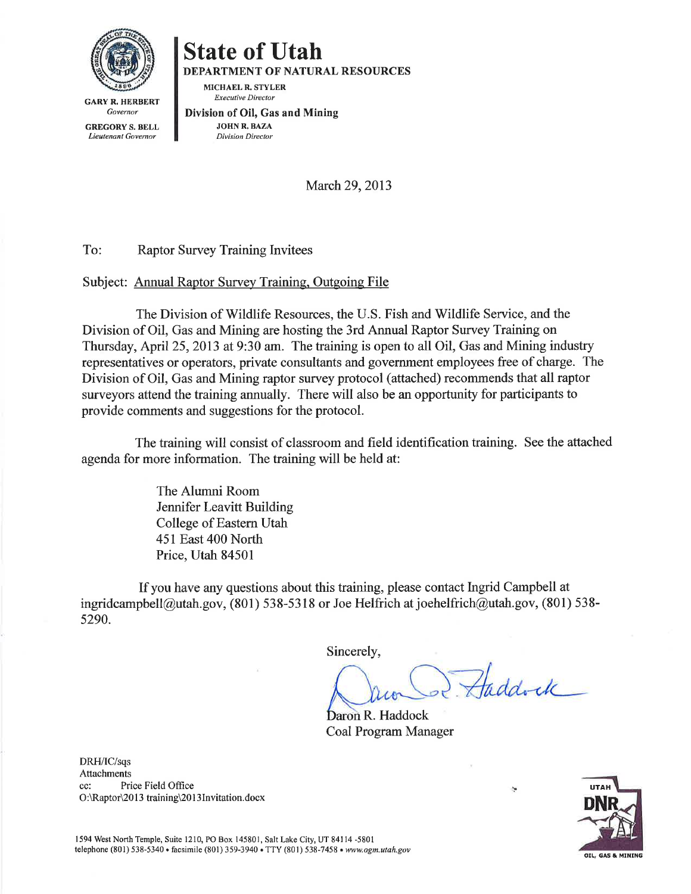GARY R. HERBERT
*Governor*

GREGORY S. BELL
*Lieutenant Governor*

# State of Utah

**DEPARTMENT OF NATURAL RESOURCES**

MICHAEL R. STYLER
*Executive Director*

**Division of Oil, Gas and Mining**

JOHN R. BAZA
*Division Director*

March 29, 2013

To: Raptor Survey Training Invitees

Subject: Annual Raptor Survey Training, Outgoing File

The Division of Wildlife Resources, the U.S. Fish and Wildlife Service, and the Division of Oil, Gas and Mining are hosting the 3rd Annual Raptor Survey Training on Thursday, April 25, 2013 at 9:30 am. The training is open to all Oil, Gas and Mining industry representatives or operators, private consultants and government employees free of charge. The Division of Oil, Gas and Mining raptor survey protocol (attached) recommends that all raptor surveyors attend the training annually. There will also be an opportunity for participants to provide comments and suggestions for the protocol.

The training will consist of classroom and field identification training. See the attached agenda for more information. The training will be held at:

The Alumni Room
Jennifer Leavitt Building
College of Eastern Utah
451 East 400 North
Price, Utah 84501

If you have any questions about this training, please contact Ingrid Campbell at ingridcampbell@utah.gov, (801) 538-5318 or Joe Helfrich at joehelfrich@utah.gov, (801) 538-5290.

Sincerely,

Daron R. Haddock
Coal Program Manager

DRH/IC/sqs
Attachments
cc: Price Field Office
O:\Raptor\2013 training\2013Invitation.docx

1594 West North Temple, Suite 1210, PO Box 145801, Salt Lake City, UT 84114 -5801
telephone (801) 538-5340 • facsimile (801) 359-3940 • TTY (801) 538-7458 • *www.ogm.utah.gov*

UTAH DNR OIL, GAS & MINING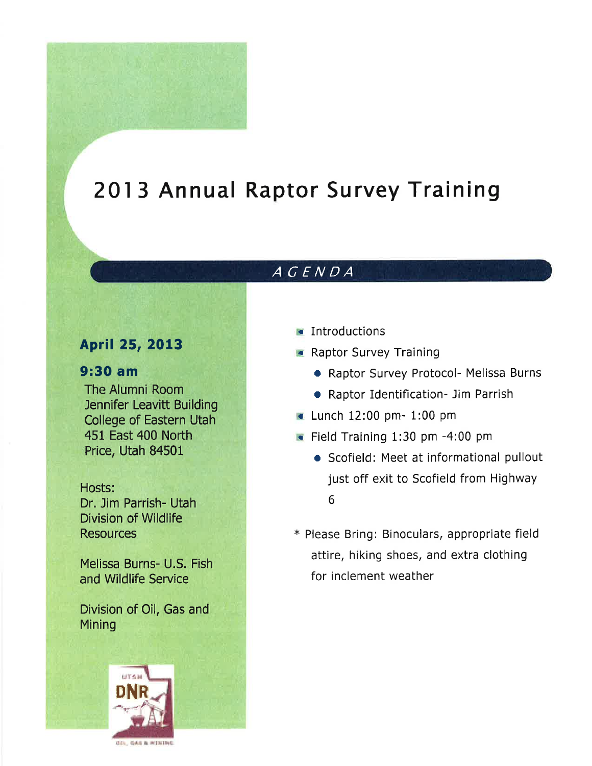# 2013 Annual Raptor Survey Training

## AGENDA

**April 25, 2013**

**9:30 am**

The Alumni Room
Jennifer Leavitt Building
College of Eastern Utah
451 East 400 North
Price, Utah 84501

Hosts:
Dr. Jim Parrish- Utah Division of Wildlife Resources

Melissa Burns- U.S. Fish and Wildlife Service

Division of Oil, Gas and Mining

- Introductions
- Raptor Survey Training
  - Raptor Survey Protocol- Melissa Burns
  - Raptor Identification- Jim Parrish
- Lunch 12:00 pm- 1:00 pm
- Field Training 1:30 pm -4:00 pm
  - Scofield: Meet at informational pullout just off exit to Scofield from Highway 6

* Please Bring: Binoculars, appropriate field attire, hiking shoes, and extra clothing for inclement weather

UTAH DNR
OIL, GAS & MINING